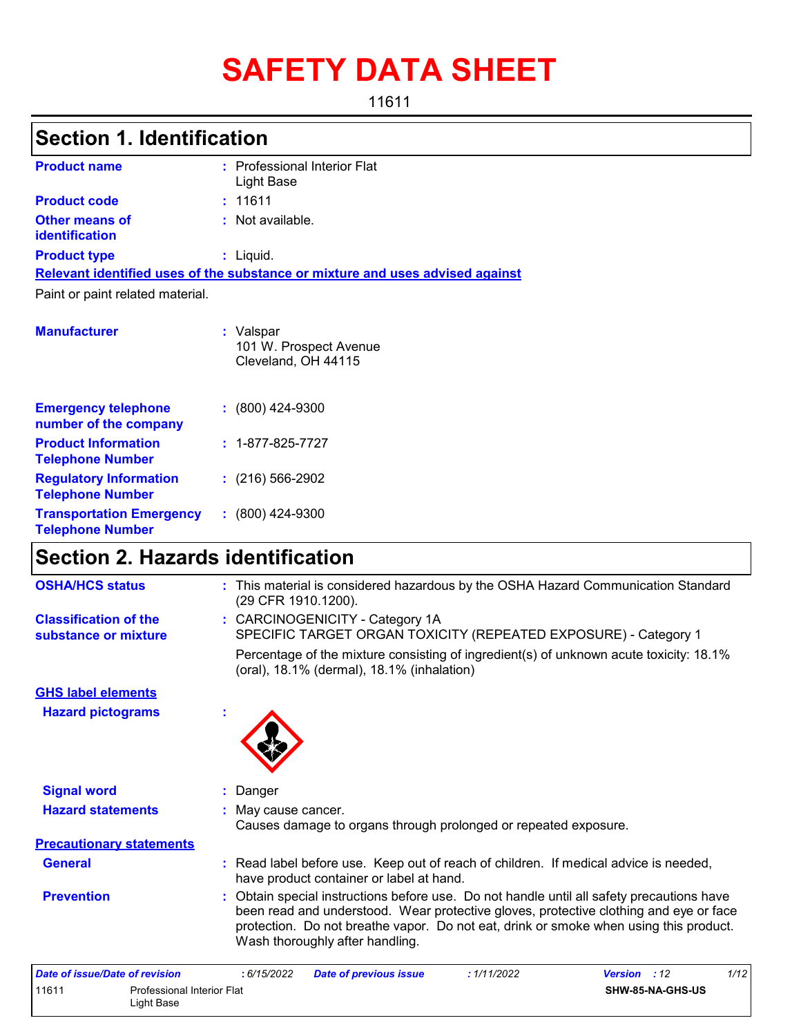# SAFETY DATA SHEET

11611

## Section 1. Identification

**Product name** : Professional Interior Flat Light Base

**Product code** : 11611

**Other means of identification** : Not available.

**Product type** : Liquid.

**Relevant identified uses of the substance or mixture and uses advised against**

Paint or paint related material.

**Manufacturer** : Valspar
101 W. Prospect Avenue
Cleveland, OH 44115

**Emergency telephone number of the company** : (800) 424-9300

**Product Information Telephone Number** : 1-877-825-7727

**Regulatory Information Telephone Number** : (216) 566-2902

**Transportation Emergency Telephone Number** : (800) 424-9300

## Section 2. Hazards identification

**OSHA/HCS status** : This material is considered hazardous by the OSHA Hazard Communication Standard (29 CFR 1910.1200).

**Classification of the substance or mixture** : CARCINOGENICITY - Category 1A
SPECIFIC TARGET ORGAN TOXICITY (REPEATED EXPOSURE) - Category 1

Percentage of the mixture consisting of ingredient(s) of unknown acute toxicity: 18.1% (oral), 18.1% (dermal), 18.1% (inhalation)

**GHS label elements**

**Hazard pictograms** :

**Signal word** : Danger

**Hazard statements** : May cause cancer.
Causes damage to organs through prolonged or repeated exposure.

**Precautionary statements**

**General** : Read label before use. Keep out of reach of children. If medical advice is needed, have product container or label at hand.

**Prevention** : Obtain special instructions before use. Do not handle until all safety precautions have been read and understood. Wear protective gloves, protective clothing and eye or face protection. Do not breathe vapor. Do not eat, drink or smoke when using this product. Wash thoroughly after handling.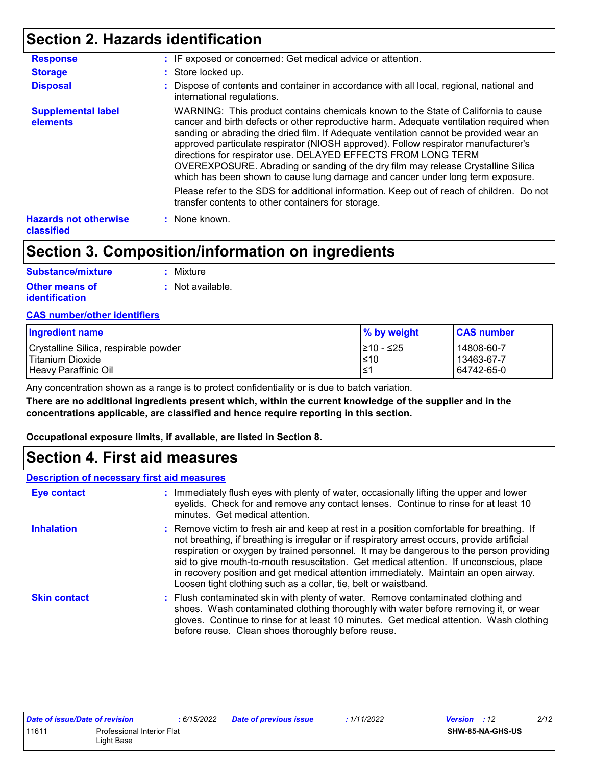## Section 2. Hazards identification

**Response** : IF exposed or concerned: Get medical advice or attention.

**Storage** : Store locked up.

**Disposal** : Dispose of contents and container in accordance with all local, regional, national and international regulations.

**Supplemental label elements**

WARNING: This product contains chemicals known to the State of California to cause cancer and birth defects or other reproductive harm. Adequate ventilation required when sanding or abrading the dried film. If Adequate ventilation cannot be provided wear an approved particulate respirator (NIOSH approved). Follow respirator manufacturer's directions for respirator use. DELAYED EFFECTS FROM LONG TERM OVEREXPOSURE. Abrading or sanding of the dry film may release Crystalline Silica which has been shown to cause lung damage and cancer under long term exposure.

Please refer to the SDS for additional information. Keep out of reach of children. Do not transfer contents to other containers for storage.

**Hazards not otherwise classified** : None known.

## Section 3. Composition/information on ingredients

**Substance/mixture** : Mixture

**Other means of identification** : Not available.

**CAS number/other identifiers**

| Ingredient name | % by weight | CAS number |
|---|---|---|
| Crystalline Silica, respirable powder | ≥10 - ≤25 | 14808-60-7 |
| Titanium Dioxide | ≤10 | 13463-67-7 |
| Heavy Paraffinic Oil | ≤1 | 64742-65-0 |

Any concentration shown as a range is to protect confidentiality or is due to batch variation.

**There are no additional ingredients present which, within the current knowledge of the supplier and in the concentrations applicable, are classified and hence require reporting in this section.**

**Occupational exposure limits, if available, are listed in Section 8.**

## Section 4. First aid measures

**Description of necessary first aid measures**

**Eye contact** : Immediately flush eyes with plenty of water, occasionally lifting the upper and lower eyelids. Check for and remove any contact lenses. Continue to rinse for at least 10 minutes. Get medical attention.

**Inhalation** : Remove victim to fresh air and keep at rest in a position comfortable for breathing. If not breathing, if breathing is irregular or if respiratory arrest occurs, provide artificial respiration or oxygen by trained personnel. It may be dangerous to the person providing aid to give mouth-to-mouth resuscitation. Get medical attention. If unconscious, place in recovery position and get medical attention immediately. Maintain an open airway. Loosen tight clothing such as a collar, tie, belt or waistband.

**Skin contact** : Flush contaminated skin with plenty of water. Remove contaminated clothing and shoes. Wash contaminated clothing thoroughly with water before removing it, or wear gloves. Continue to rinse for at least 10 minutes. Get medical attention. Wash clothing before reuse. Clean shoes thoroughly before reuse.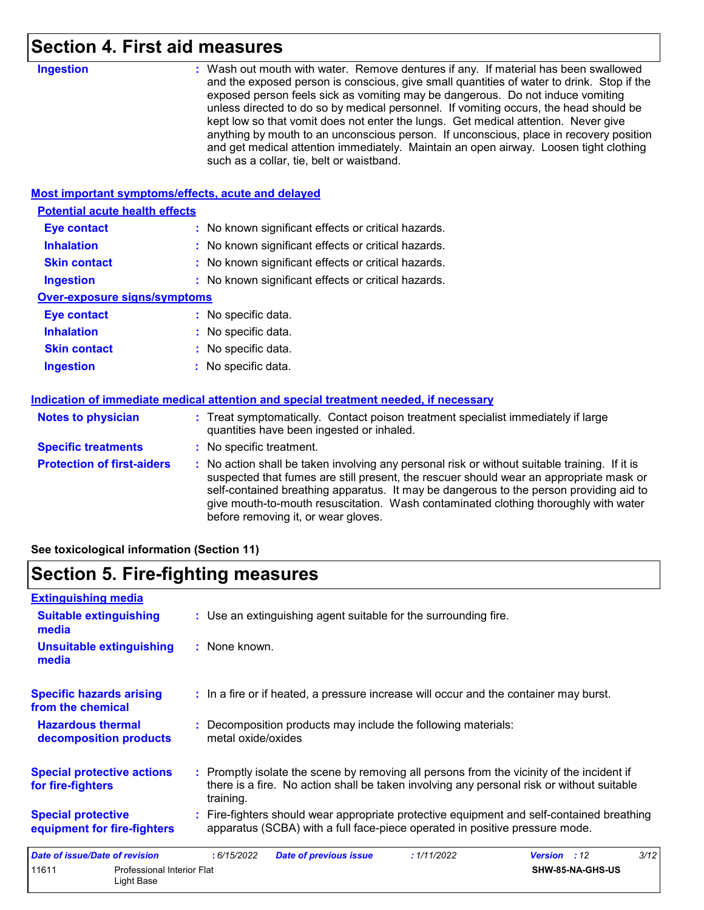# Section 4. First aid measures

**Ingestion** : Wash out mouth with water. Remove dentures if any. If material has been swallowed and the exposed person is conscious, give small quantities of water to drink. Stop if the exposed person feels sick as vomiting may be dangerous. Do not induce vomiting unless directed to do so by medical personnel. If vomiting occurs, the head should be kept low so that vomit does not enter the lungs. Get medical attention. Never give anything by mouth to an unconscious person. If unconscious, place in recovery position and get medical attention immediately. Maintain an open airway. Loosen tight clothing such as a collar, tie, belt or waistband.

## Most important symptoms/effects, acute and delayed

### Potential acute health effects

**Eye contact** : No known significant effects or critical hazards.

**Inhalation** : No known significant effects or critical hazards.

**Skin contact** : No known significant effects or critical hazards.

**Ingestion** : No known significant effects or critical hazards.

### Over-exposure signs/symptoms

**Eye contact** : No specific data.

**Inhalation** : No specific data.

**Skin contact** : No specific data.

**Ingestion** : No specific data.

## Indication of immediate medical attention and special treatment needed, if necessary

**Notes to physician** : Treat symptomatically. Contact poison treatment specialist immediately if large quantities have been ingested or inhaled.

**Specific treatments** : No specific treatment.

**Protection of first-aiders** : No action shall be taken involving any personal risk or without suitable training. If it is suspected that fumes are still present, the rescuer should wear an appropriate mask or self-contained breathing apparatus. It may be dangerous to the person providing aid to give mouth-to-mouth resuscitation. Wash contaminated clothing thoroughly with water before removing it, or wear gloves.

**See toxicological information (Section 11)**

# Section 5. Fire-fighting measures

## Extinguishing media

**Suitable extinguishing media** : Use an extinguishing agent suitable for the surrounding fire.

**Unsuitable extinguishing media** : None known.

**Specific hazards arising from the chemical** : In a fire or if heated, a pressure increase will occur and the container may burst.

**Hazardous thermal decomposition products** : Decomposition products may include the following materials: metal oxide/oxides

**Special protective actions for fire-fighters** : Promptly isolate the scene by removing all persons from the vicinity of the incident if there is a fire. No action shall be taken involving any personal risk or without suitable training.

**Special protective equipment for fire-fighters** : Fire-fighters should wear appropriate protective equipment and self-contained breathing apparatus (SCBA) with a full face-piece operated in positive pressure mode.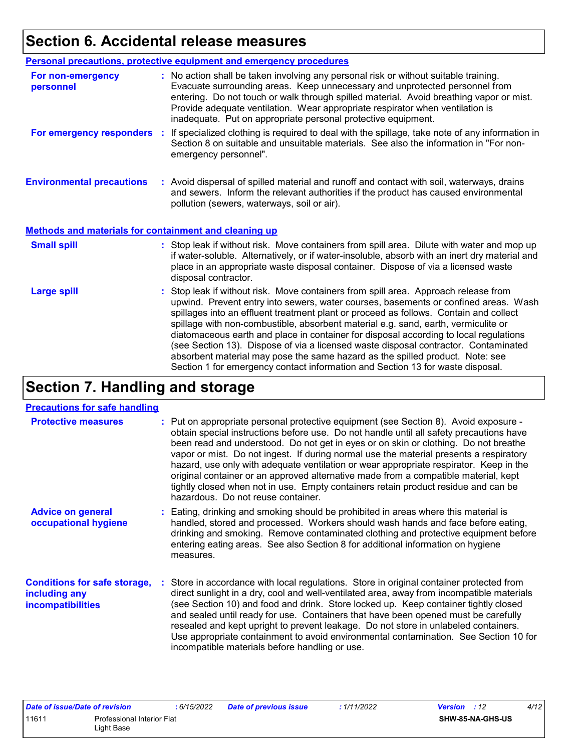# Section 6. Accidental release measures

## Personal precautions, protective equipment and emergency procedures

**For non-emergency personnel** : No action shall be taken involving any personal risk or without suitable training. Evacuate surrounding areas. Keep unnecessary and unprotected personnel from entering. Do not touch or walk through spilled material. Avoid breathing vapor or mist. Provide adequate ventilation. Wear appropriate respirator when ventilation is inadequate. Put on appropriate personal protective equipment.

**For emergency responders** : If specialized clothing is required to deal with the spillage, take note of any information in Section 8 on suitable and unsuitable materials. See also the information in "For non-emergency personnel".

**Environmental precautions** : Avoid dispersal of spilled material and runoff and contact with soil, waterways, drains and sewers. Inform the relevant authorities if the product has caused environmental pollution (sewers, waterways, soil or air).

## Methods and materials for containment and cleaning up

**Small spill** : Stop leak if without risk. Move containers from spill area. Dilute with water and mop up if water-soluble. Alternatively, or if water-insoluble, absorb with an inert dry material and place in an appropriate waste disposal container. Dispose of via a licensed waste disposal contractor.

**Large spill** : Stop leak if without risk. Move containers from spill area. Approach release from upwind. Prevent entry into sewers, water courses, basements or confined areas. Wash spillages into an effluent treatment plant or proceed as follows. Contain and collect spillage with non-combustible, absorbent material e.g. sand, earth, vermiculite or diatomaceous earth and place in container for disposal according to local regulations (see Section 13). Dispose of via a licensed waste disposal contractor. Contaminated absorbent material may pose the same hazard as the spilled product. Note: see Section 1 for emergency contact information and Section 13 for waste disposal.

# Section 7. Handling and storage

## Precautions for safe handling

**Protective measures** : Put on appropriate personal protective equipment (see Section 8). Avoid exposure - obtain special instructions before use. Do not handle until all safety precautions have been read and understood. Do not get in eyes or on skin or clothing. Do not breathe vapor or mist. Do not ingest. If during normal use the material presents a respiratory hazard, use only with adequate ventilation or wear appropriate respirator. Keep in the original container or an approved alternative made from a compatible material, kept tightly closed when not in use. Empty containers retain product residue and can be hazardous. Do not reuse container.

**Advice on general occupational hygiene** : Eating, drinking and smoking should be prohibited in areas where this material is handled, stored and processed. Workers should wash hands and face before eating, drinking and smoking. Remove contaminated clothing and protective equipment before entering eating areas. See also Section 8 for additional information on hygiene measures.

**Conditions for safe storage, including any incompatibilities** : Store in accordance with local regulations. Store in original container protected from direct sunlight in a dry, cool and well-ventilated area, away from incompatible materials (see Section 10) and food and drink. Store locked up. Keep container tightly closed and sealed until ready for use. Containers that have been opened must be carefully resealed and kept upright to prevent leakage. Do not store in unlabeled containers. Use appropriate containment to avoid environmental contamination. See Section 10 for incompatible materials before handling or use.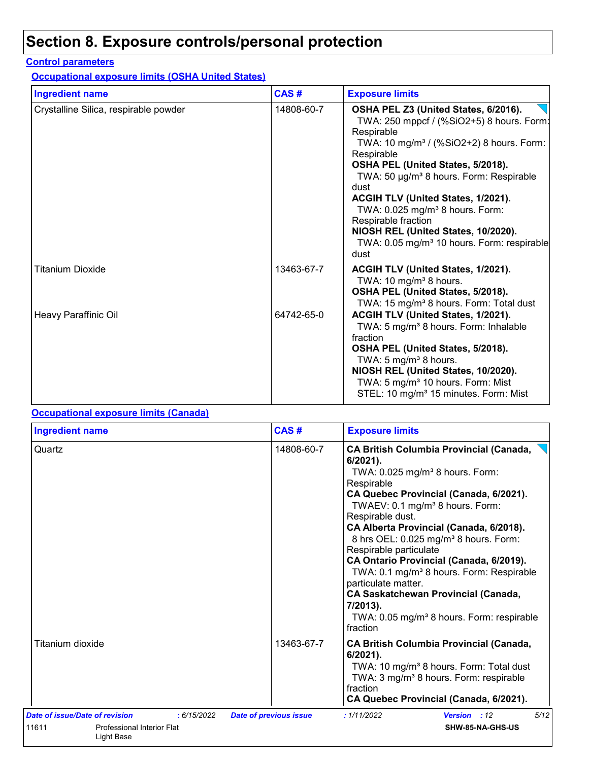# Section 8. Exposure controls/personal protection

**Control parameters**

**Occupational exposure limits (OSHA United States)**

| Ingredient name | CAS # | Exposure limits |
| --- | --- | --- |
| Crystalline Silica, respirable powder | 14808-60-7 | **OSHA PEL Z3 (United States, 6/2016).**<br>TWA: 250 mppcf / (%SiO2+5) 8 hours. Form: Respirable<br>TWA: 10 mg/m³ / (%SiO2+2) 8 hours. Form: Respirable<br>**OSHA PEL (United States, 5/2018).**<br>TWA: 50 µg/m³ 8 hours. Form: Respirable dust<br>**ACGIH TLV (United States, 1/2021).**<br>TWA: 0.025 mg/m³ 8 hours. Form: Respirable fraction<br>**NIOSH REL (United States, 10/2020).**<br>TWA: 0.05 mg/m³ 10 hours. Form: respirable dust |
| Titanium Dioxide | 13463-67-7 | **ACGIH TLV (United States, 1/2021).**<br>TWA: 10 mg/m³ 8 hours.<br>**OSHA PEL (United States, 5/2018).**<br>TWA: 15 mg/m³ 8 hours. Form: Total dust |
| Heavy Paraffinic Oil | 64742-65-0 | **ACGIH TLV (United States, 1/2021).**<br>TWA: 5 mg/m³ 8 hours. Form: Inhalable fraction<br>**OSHA PEL (United States, 5/2018).**<br>TWA: 5 mg/m³ 8 hours.<br>**NIOSH REL (United States, 10/2020).**<br>TWA: 5 mg/m³ 10 hours. Form: Mist<br>STEL: 10 mg/m³ 15 minutes. Form: Mist |

**Occupational exposure limits (Canada)**

| Ingredient name | CAS # | Exposure limits |
| --- | --- | --- |
| Quartz | 14808-60-7 | **CA British Columbia Provincial (Canada, 6/2021).**<br>TWA: 0.025 mg/m³ 8 hours. Form: Respirable<br>**CA Quebec Provincial (Canada, 6/2021).**<br>TWAEV: 0.1 mg/m³ 8 hours. Form: Respirable dust.<br>**CA Alberta Provincial (Canada, 6/2018).**<br>8 hrs OEL: 0.025 mg/m³ 8 hours. Form: Respirable particulate<br>**CA Ontario Provincial (Canada, 6/2019).**<br>TWA: 0.1 mg/m³ 8 hours. Form: Respirable particulate matter.<br>**CA Saskatchewan Provincial (Canada, 7/2013).**<br>TWA: 0.05 mg/m³ 8 hours. Form: respirable fraction |
| Titanium dioxide | 13463-67-7 | **CA British Columbia Provincial (Canada, 6/2021).**<br>TWA: 10 mg/m³ 8 hours. Form: Total dust<br>TWA: 3 mg/m³ 8 hours. Form: respirable fraction<br>**CA Quebec Provincial (Canada, 6/2021).** |

*Date of issue/Date of revision* : 6/15/2022 *Date of previous issue* : 1/11/2022 *Version* : 12

11611 Professional Interior Flat Light Base SHW-85-NA-GHS-US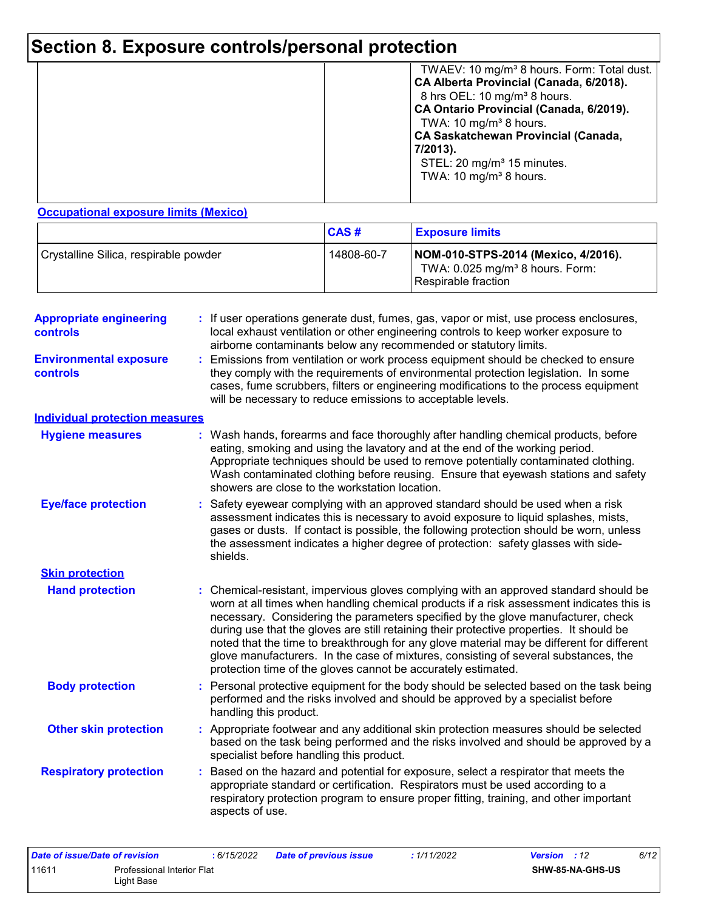# Section 8. Exposure controls/personal protection

| | | |
|---|---|---|
| | | TWAEV: 10 mg/m³ 8 hours. Form: Total dust. **CA Alberta Provincial (Canada, 6/2018).** 8 hrs OEL: 10 mg/m³ 8 hours. **CA Ontario Provincial (Canada, 6/2019).** TWA: 10 mg/m³ 8 hours. **CA Saskatchewan Provincial (Canada, 7/2013).** STEL: 20 mg/m³ 15 minutes. TWA: 10 mg/m³ 8 hours. |

**Occupational exposure limits (Mexico)**

| | CAS # | Exposure limits |
|---|---|---|
| Crystalline Silica, respirable powder | 14808-60-7 | **NOM-010-STPS-2014 (Mexico, 4/2016).** TWA: 0.025 mg/m³ 8 hours. Form: Respirable fraction |

**Appropriate engineering controls** : If user operations generate dust, fumes, gas, vapor or mist, use process enclosures, local exhaust ventilation or other engineering controls to keep worker exposure to airborne contaminants below any recommended or statutory limits.

**Environmental exposure controls** : Emissions from ventilation or work process equipment should be checked to ensure they comply with the requirements of environmental protection legislation. In some cases, fume scrubbers, filters or engineering modifications to the process equipment will be necessary to reduce emissions to acceptable levels.

**Individual protection measures**

**Hygiene measures** : Wash hands, forearms and face thoroughly after handling chemical products, before eating, smoking and using the lavatory and at the end of the working period. Appropriate techniques should be used to remove potentially contaminated clothing. Wash contaminated clothing before reusing. Ensure that eyewash stations and safety showers are close to the workstation location.

**Eye/face protection** : Safety eyewear complying with an approved standard should be used when a risk assessment indicates this is necessary to avoid exposure to liquid splashes, mists, gases or dusts. If contact is possible, the following protection should be worn, unless the assessment indicates a higher degree of protection: safety glasses with side-shields.

**Skin protection**

**Hand protection** : Chemical-resistant, impervious gloves complying with an approved standard should be worn at all times when handling chemical products if a risk assessment indicates this is necessary. Considering the parameters specified by the glove manufacturer, check during use that the gloves are still retaining their protective properties. It should be noted that the time to breakthrough for any glove material may be different for different glove manufacturers. In the case of mixtures, consisting of several substances, the protection time of the gloves cannot be accurately estimated.

**Body protection** : Personal protective equipment for the body should be selected based on the task being performed and the risks involved and should be approved by a specialist before handling this product.

**Other skin protection** : Appropriate footwear and any additional skin protection measures should be selected based on the task being performed and the risks involved and should be approved by a specialist before handling this product.

**Respiratory protection** : Based on the hazard and potential for exposure, select a respirator that meets the appropriate standard or certification. Respirators must be used according to a respiratory protection program to ensure proper fitting, training, and other important aspects of use.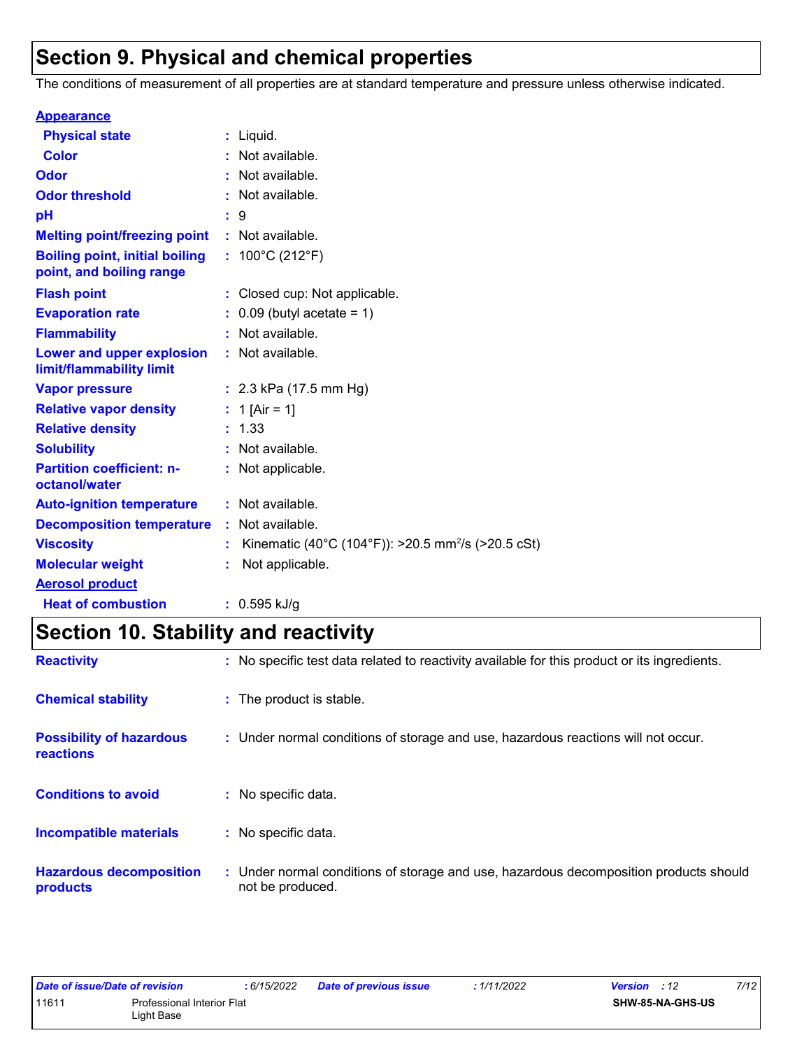# Section 9. Physical and chemical properties

The conditions of measurement of all properties are at standard temperature and pressure unless otherwise indicated.

**Appearance**

| | | |
|---|---|---|
| **Physical state** | : | Liquid. |
| **Color** | : | Not available. |
| **Odor** | : | Not available. |
| **Odor threshold** | : | Not available. |
| **pH** | : | 9 |
| **Melting point/freezing point** | : | Not available. |
| **Boiling point, initial boiling point, and boiling range** | : | 100°C (212°F) |
| **Flash point** | : | Closed cup: Not applicable. |
| **Evaporation rate** | : | 0.09 (butyl acetate = 1) |
| **Flammability** | : | Not available. |
| **Lower and upper explosion limit/flammability limit** | : | Not available. |
| **Vapor pressure** | : | 2.3 kPa (17.5 mm Hg) |
| **Relative vapor density** | : | 1 [Air = 1] |
| **Relative density** | : | 1.33 |
| **Solubility** | : | Not available. |
| **Partition coefficient: n-octanol/water** | : | Not applicable. |
| **Auto-ignition temperature** | : | Not available. |
| **Decomposition temperature** | : | Not available. |
| **Viscosity** | : | Kinematic (40°C (104°F)): >20.5 $mm^2/s$ (>20.5 cSt) |
| **Molecular weight** | : | Not applicable. |

**Aerosol product**

| | | |
|---|---|---|
| **Heat of combustion** | : | 0.595 kJ/g |

# Section 10. Stability and reactivity

| | | |
|---|---|---|
| **Reactivity** | : | No specific test data related to reactivity available for this product or its ingredients. |
| **Chemical stability** | : | The product is stable. |
| **Possibility of hazardous reactions** | : | Under normal conditions of storage and use, hazardous reactions will not occur. |
| **Conditions to avoid** | : | No specific data. |
| **Incompatible materials** | : | No specific data. |
| **Hazardous decomposition products** | : | Under normal conditions of storage and use, hazardous decomposition products should not be produced. |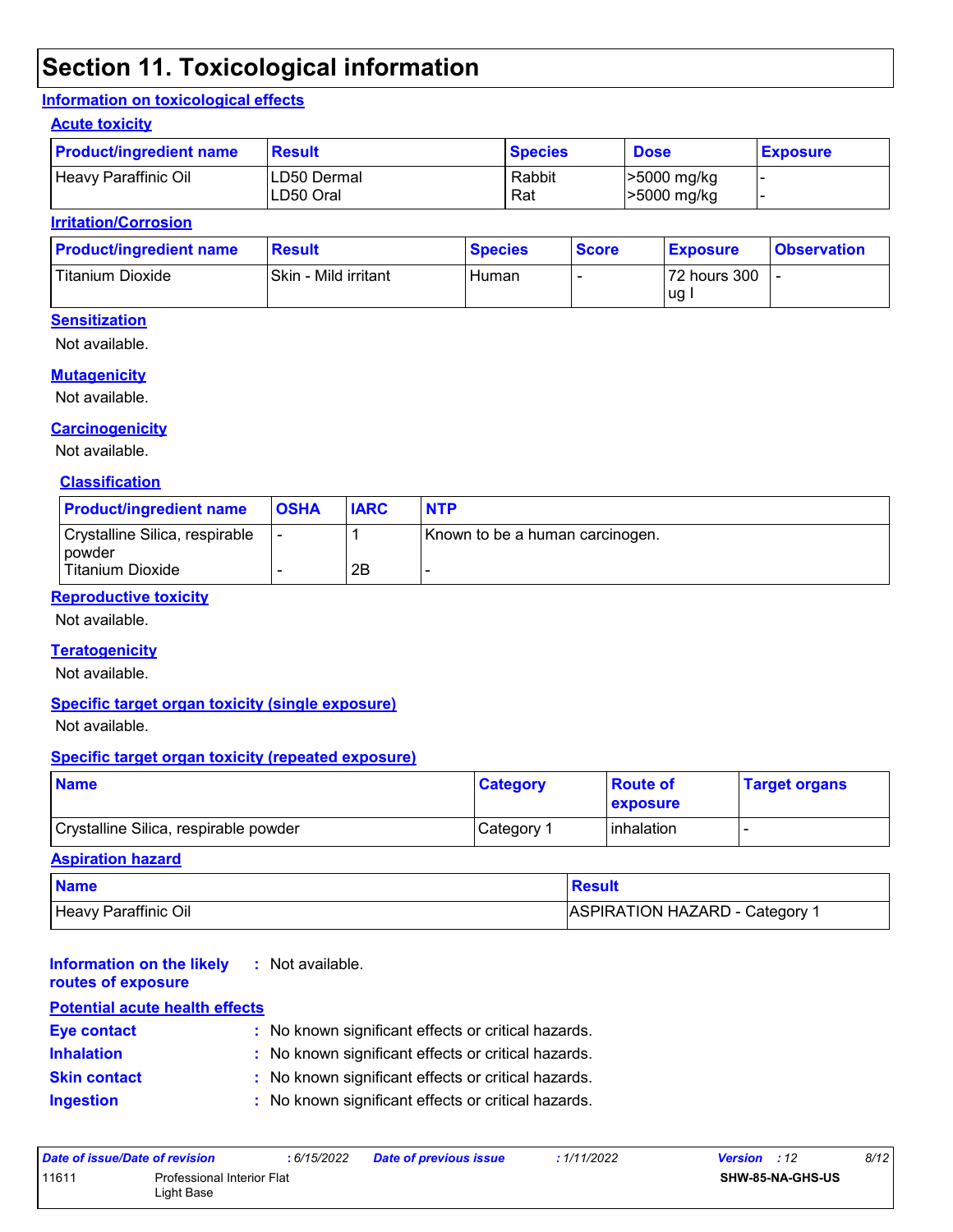# Section 11. Toxicological information

## Information on toxicological effects

### Acute toxicity

| Product/ingredient name | Result | Species | Dose | Exposure |
| --- | --- | --- | --- | --- |
| Heavy Paraffinic Oil | LD50 Dermal<br>LD50 Oral | Rabbit<br>Rat | >5000 mg/kg<br>>5000 mg/kg | -<br>- |

### Irritation/Corrosion

| Product/ingredient name | Result | Species | Score | Exposure | Observation |
| --- | --- | --- | --- | --- | --- |
| Titanium Dioxide | Skin - Mild irritant | Human | - | 72 hours 300 ug I | - |

### Sensitization

Not available.

### Mutagenicity

Not available.

### Carcinogenicity

Not available.

### Classification

| Product/ingredient name | OSHA | IARC | NTP |
| --- | --- | --- | --- |
| Crystalline Silica, respirable powder | - | 1 | Known to be a human carcinogen. |
| Titanium Dioxide | - | 2B | - |

### Reproductive toxicity

Not available.

### Teratogenicity

Not available.

### Specific target organ toxicity (single exposure)

Not available.

### Specific target organ toxicity (repeated exposure)

| Name | Category | Route of exposure | Target organs |
| --- | --- | --- | --- |
| Crystalline Silica, respirable powder | Category 1 | inhalation | - |

### Aspiration hazard

| Name | Result |
| --- | --- |
| Heavy Paraffinic Oil | ASPIRATION HAZARD - Category 1 |

**Information on the likely routes of exposure** : Not available.

### Potential acute health effects

**Eye contact** : No known significant effects or critical hazards.

**Inhalation** : No known significant effects or critical hazards.

**Skin contact** : No known significant effects or critical hazards.

**Ingestion** : No known significant effects or critical hazards.

| *Date of issue/Date of revision* | *: 6/15/2022* | *Date of previous issue* | *: 1/11/2022* | *Version : 12* |
| --- | --- | --- | --- | --- |
| 11611 | Professional Interior Flat Light Base | | | SHW-85-NA-GHS-US |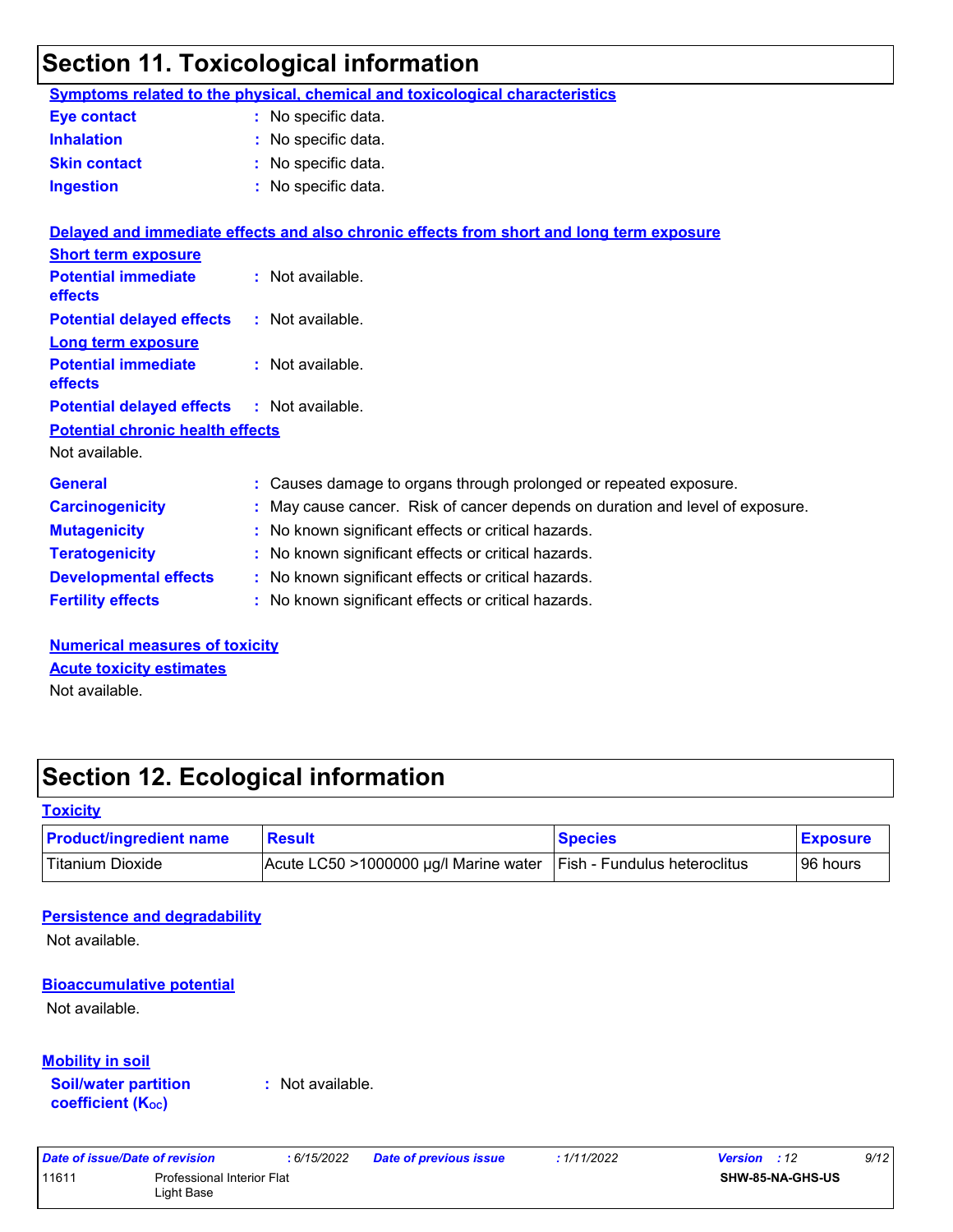## Section 11. Toxicological information

**Symptoms related to the physical, chemical and toxicological characteristics**

**Eye contact** : No specific data.

**Inhalation** : No specific data.

**Skin contact** : No specific data.

**Ingestion** : No specific data.

**Delayed and immediate effects and also chronic effects from short and long term exposure**

**Short term exposure**

**Potential immediate effects** : Not available.

**Potential delayed effects** : Not available.

**Long term exposure**

**Potential immediate effects** : Not available.

**Potential delayed effects** : Not available.

**Potential chronic health effects**

Not available.

**General** : Causes damage to organs through prolonged or repeated exposure.

**Carcinogenicity** : May cause cancer. Risk of cancer depends on duration and level of exposure.

**Mutagenicity** : No known significant effects or critical hazards.

**Teratogenicity** : No known significant effects or critical hazards.

**Developmental effects** : No known significant effects or critical hazards.

**Fertility effects** : No known significant effects or critical hazards.

**Numerical measures of toxicity**

**Acute toxicity estimates**

Not available.

## Section 12. Ecological information

**Toxicity**

| Product/ingredient name | Result | Species | Exposure |
|---|---|---|---|
| Titanium Dioxide | Acute LC50 >1000000 µg/l Marine water | Fish - Fundulus heteroclitus | 96 hours |

**Persistence and degradability**

Not available.

**Bioaccumulative potential**

Not available.

**Mobility in soil**

**Soil/water partition coefficient ($K_{OC}$)** : Not available.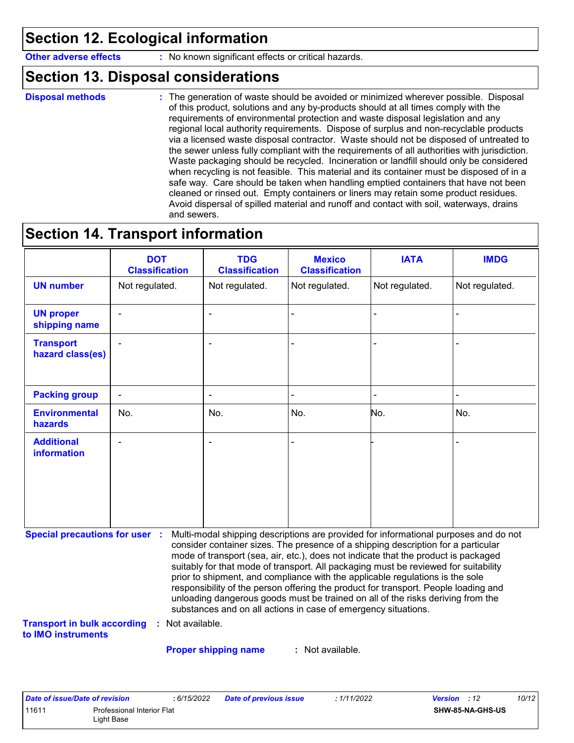## Section 12. Ecological information

**Other adverse effects** : No known significant effects or critical hazards.

## Section 13. Disposal considerations

**Disposal methods** : The generation of waste should be avoided or minimized wherever possible. Disposal of this product, solutions and any by-products should at all times comply with the requirements of environmental protection and waste disposal legislation and any regional local authority requirements. Dispose of surplus and non-recyclable products via a licensed waste disposal contractor. Waste should not be disposed of untreated to the sewer unless fully compliant with the requirements of all authorities with jurisdiction. Waste packaging should be recycled. Incineration or landfill should only be considered when recycling is not feasible. This material and its container must be disposed of in a safe way. Care should be taken when handling emptied containers that have not been cleaned or rinsed out. Empty containers or liners may retain some product residues. Avoid dispersal of spilled material and runoff and contact with soil, waterways, drains and sewers.

## Section 14. Transport information

| | DOT Classification | TDG Classification | Mexico Classification | IATA | IMDG |
|---|---|---|---|---|---|
| **UN number** | Not regulated. | Not regulated. | Not regulated. | Not regulated. | Not regulated. |
| **UN proper shipping name** | - | - | - | - | - |
| **Transport hazard class(es)** | - | - | - | - | - |
| **Packing group** | - | - | - | - | - |
| **Environmental hazards** | No. | No. | No. | No. | No. |
| **Additional information** | - | - | - | - | - |

**Special precautions for user** : Multi-modal shipping descriptions are provided for informational purposes and do not consider container sizes. The presence of a shipping description for a particular mode of transport (sea, air, etc.), does not indicate that the product is packaged suitably for that mode of transport. All packaging must be reviewed for suitability prior to shipment, and compliance with the applicable regulations is the sole responsibility of the person offering the product for transport. People loading and unloading dangerous goods must be trained on all of the risks deriving from the substances and on all actions in case of emergency situations.

**Transport in bulk according to IMO instruments** : Not available.

**Proper shipping name** : Not available.

| Date of issue/Date of revision | : 6/15/2022 | Date of previous issue | : 1/11/2022 | Version : 12 |
|---|---|---|---|---|
| 11611 | Professional Interior Flat Light Base | | | SHW-85-NA-GHS-US |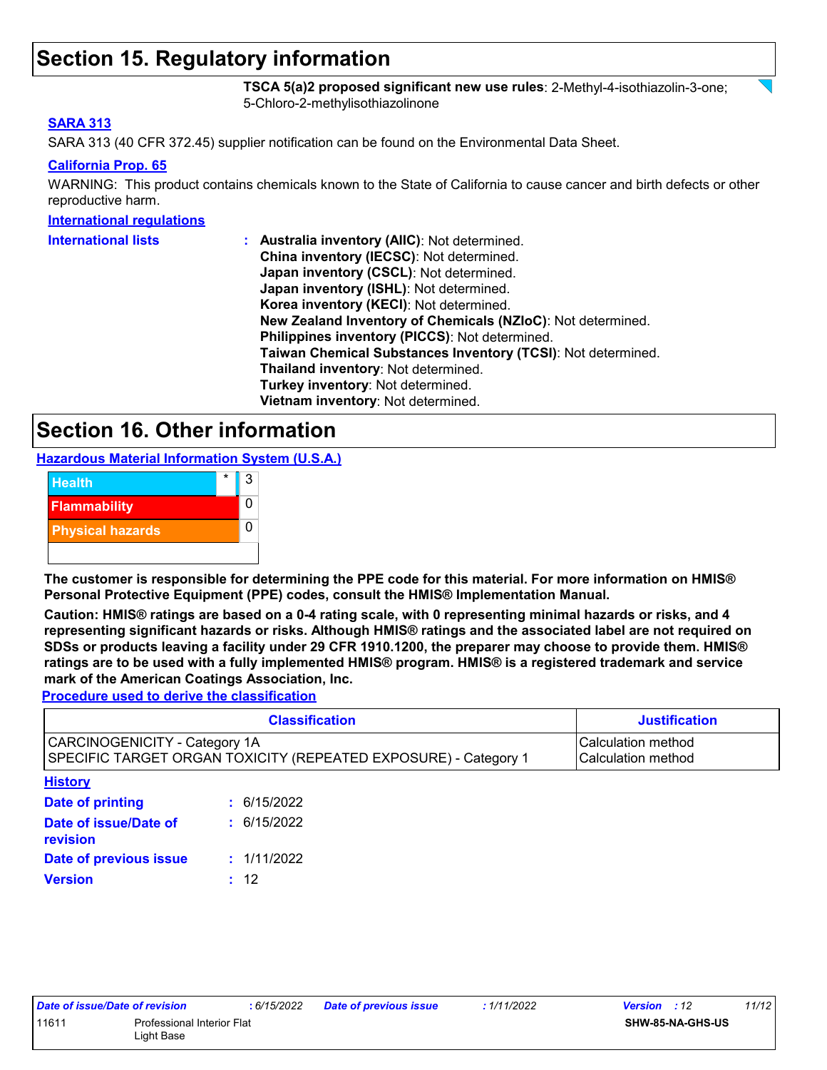## Section 15. Regulatory information

**TSCA 5(a)2 proposed significant new use rules**: 2-Methyl-4-isothiazolin-3-one; 5-Chloro-2-methylisothiazolinone

**SARA 313**

SARA 313 (40 CFR 372.45) supplier notification can be found on the Environmental Data Sheet.

**California Prop. 65**

WARNING: This product contains chemicals known to the State of California to cause cancer and birth defects or other reproductive harm.

**International regulations**

**International lists** :
**Australia inventory (AIIC)**: Not determined.
**China inventory (IECSC)**: Not determined.
**Japan inventory (CSCL)**: Not determined.
**Japan inventory (ISHL)**: Not determined.
**Korea inventory (KECI)**: Not determined.
**New Zealand Inventory of Chemicals (NZIoC)**: Not determined.
**Philippines inventory (PICCS)**: Not determined.
**Taiwan Chemical Substances Inventory (TCSI)**: Not determined.
**Thailand inventory**: Not determined.
**Turkey inventory**: Not determined.
**Vietnam inventory**: Not determined.

## Section 16. Other information

**Hazardous Material Information System (U.S.A.)**

| | | |
|---|---|---|
| Health | * | 3 |
| Flammability | | 0 |
| Physical hazards | | 0 |

**The customer is responsible for determining the PPE code for this material. For more information on HMIS® Personal Protective Equipment (PPE) codes, consult the HMIS® Implementation Manual.**

**Caution: HMIS® ratings are based on a 0-4 rating scale, with 0 representing minimal hazards or risks, and 4 representing significant hazards or risks. Although HMIS® ratings and the associated label are not required on SDSs or products leaving a facility under 29 CFR 1910.1200, the preparer may choose to provide them. HMIS® ratings are to be used with a fully implemented HMIS® program. HMIS® is a registered trademark and service mark of the American Coatings Association, Inc.**

**Procedure used to derive the classification**

| Classification | Justification |
|---|---|
| CARCINOGENICITY - Category 1A | Calculation method |
| SPECIFIC TARGET ORGAN TOXICITY (REPEATED EXPOSURE) - Category 1 | Calculation method |

**History**

**Date of printing** : 6/15/2022

**Date of issue/Date of revision** : 6/15/2022

**Date of previous issue** : 1/11/2022

**Version** : 12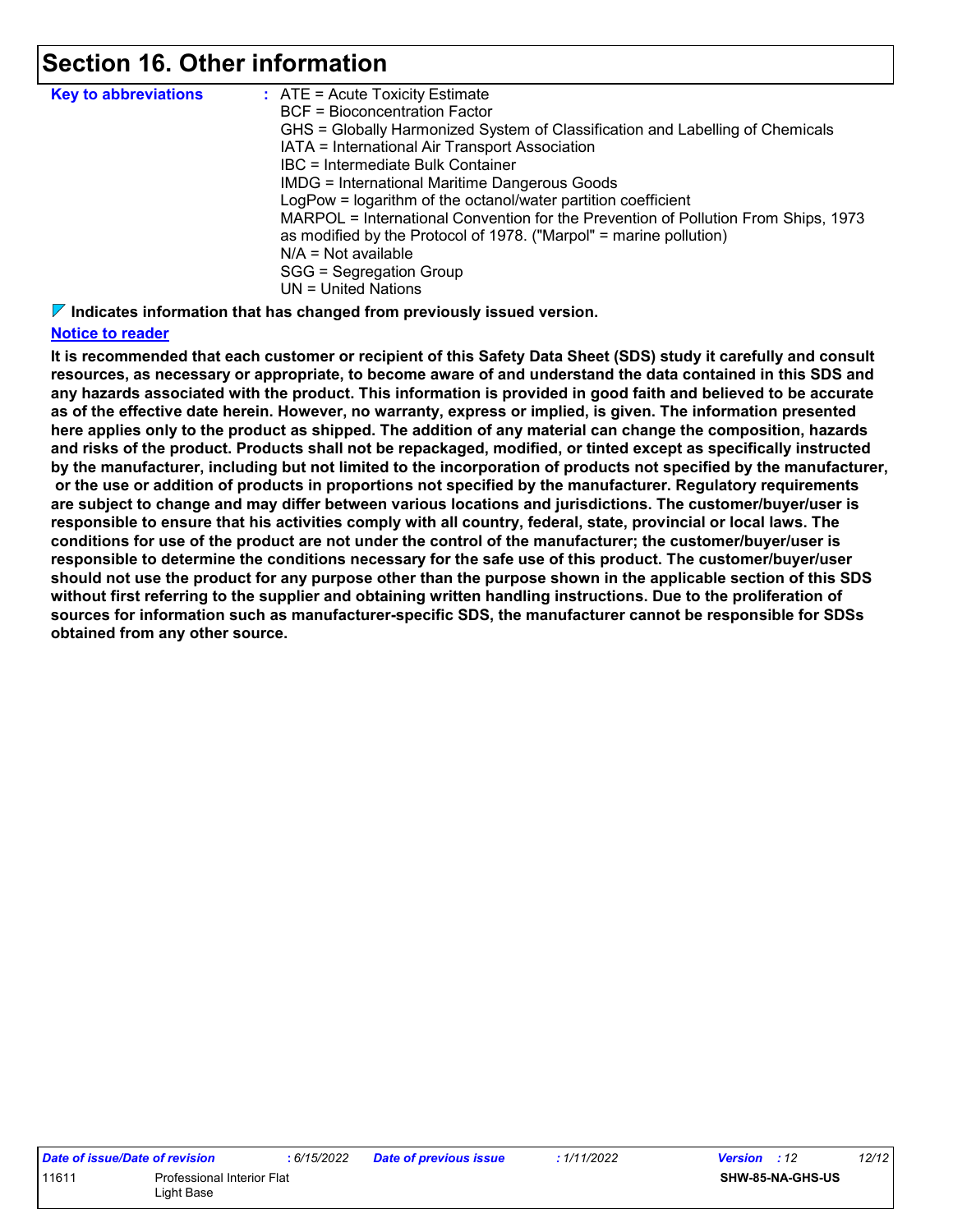# Section 16. Other information

**Key to abbreviations** : ATE = Acute Toxicity Estimate
BCF = Bioconcentration Factor
GHS = Globally Harmonized System of Classification and Labelling of Chemicals
IATA = International Air Transport Association
IBC = Intermediate Bulk Container
IMDG = International Maritime Dangerous Goods
LogPow = logarithm of the octanol/water partition coefficient
MARPOL = International Convention for the Prevention of Pollution From Ships, 1973 as modified by the Protocol of 1978. ("Marpol" = marine pollution)
N/A = Not available
SGG = Segregation Group
UN = United Nations

**Indicates information that has changed from previously issued version.**

**Notice to reader**

**It is recommended that each customer or recipient of this Safety Data Sheet (SDS) study it carefully and consult resources, as necessary or appropriate, to become aware of and understand the data contained in this SDS and any hazards associated with the product. This information is provided in good faith and believed to be accurate as of the effective date herein. However, no warranty, express or implied, is given. The information presented here applies only to the product as shipped. The addition of any material can change the composition, hazards and risks of the product. Products shall not be repackaged, modified, or tinted except as specifically instructed by the manufacturer, including but not limited to the incorporation of products not specified by the manufacturer, or the use or addition of products in proportions not specified by the manufacturer. Regulatory requirements are subject to change and may differ between various locations and jurisdictions. The customer/buyer/user is responsible to ensure that his activities comply with all country, federal, state, provincial or local laws. The conditions for use of the product are not under the control of the manufacturer; the customer/buyer/user is responsible to determine the conditions necessary for the safe use of this product. The customer/buyer/user should not use the product for any purpose other than the purpose shown in the applicable section of this SDS without first referring to the supplier and obtaining written handling instructions. Due to the proliferation of sources for information such as manufacturer-specific SDS, the manufacturer cannot be responsible for SDSs obtained from any other source.**